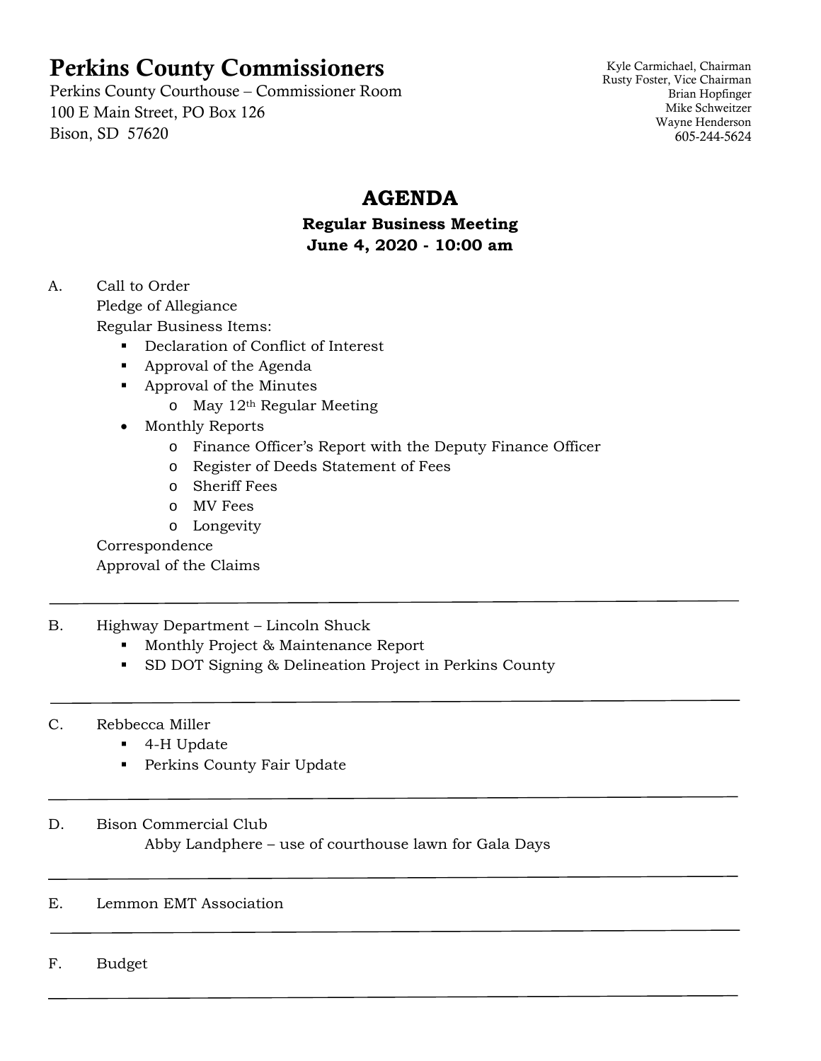# Perkins County Commissioners

Perkins County Courthouse – Commissioner Room
100 E Main Street, PO Box 126
Bison, SD 57620

Kyle Carmichael, Chairman
Rusty Foster, Vice Chairman
Brian Hopfinger
Mike Schweitzer
Wayne Henderson
605-244-5624

## AGENDA

### Regular Business Meeting
### June 4, 2020 - 10:00 am

A. Call to Order
Pledge of Allegiance
Regular Business Items:
- Declaration of Conflict of Interest
- Approval of the Agenda
- Approval of the Minutes
  - May 12th Regular Meeting
- Monthly Reports
  - Finance Officer's Report with the Deputy Finance Officer
  - Register of Deeds Statement of Fees
  - Sheriff Fees
  - MV Fees
  - Longevity

Correspondence
Approval of the Claims

---

B. Highway Department – Lincoln Shuck
- Monthly Project & Maintenance Report
- SD DOT Signing & Delineation Project in Perkins County

---

C. Rebbecca Miller
- 4-H Update
- Perkins County Fair Update

---

D. Bison Commercial Club
Abby Landphere – use of courthouse lawn for Gala Days

---

E. Lemmon EMT Association

---

F. Budget

---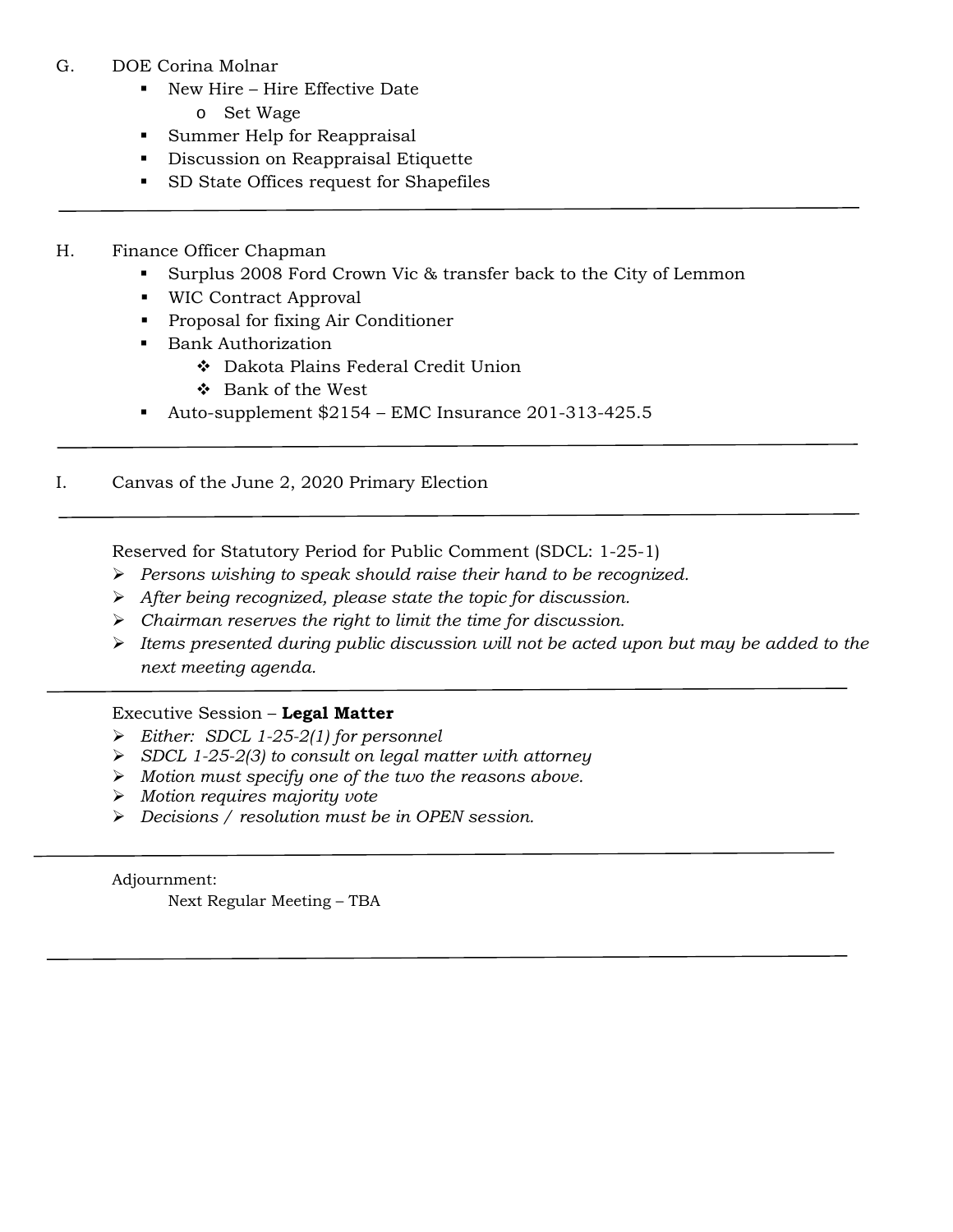G. DOE Corina Molnar

- New Hire – Hire Effective Date
  - Set Wage
- Summer Help for Reappraisal
- Discussion on Reappraisal Etiquette
- SD State Offices request for Shapefiles

---

H. Finance Officer Chapman

- Surplus 2008 Ford Crown Vic & transfer back to the City of Lemmon
- WIC Contract Approval
- Proposal for fixing Air Conditioner
- Bank Authorization
  - Dakota Plains Federal Credit Union
  - Bank of the West
- Auto-supplement $2154 – EMC Insurance 201-313-425.5

---

I. Canvas of the June 2, 2020 Primary Election

---

Reserved for Statutory Period for Public Comment (SDCL: 1-25-1)

- *Persons wishing to speak should raise their hand to be recognized.*
- *After being recognized, please state the topic for discussion.*
- *Chairman reserves the right to limit the time for discussion.*
- *Items presented during public discussion will not be acted upon but may be added to the next meeting agenda.*

---

Executive Session – **Legal Matter**

- *Either: SDCL 1-25-2(1) for personnel*
- *SDCL 1-25-2(3) to consult on legal matter with attorney*
- *Motion must specify one of the two the reasons above.*
- *Motion requires majority vote*
- *Decisions / resolution must be in OPEN session.*

---

Adjournment:

Next Regular Meeting – TBA

---